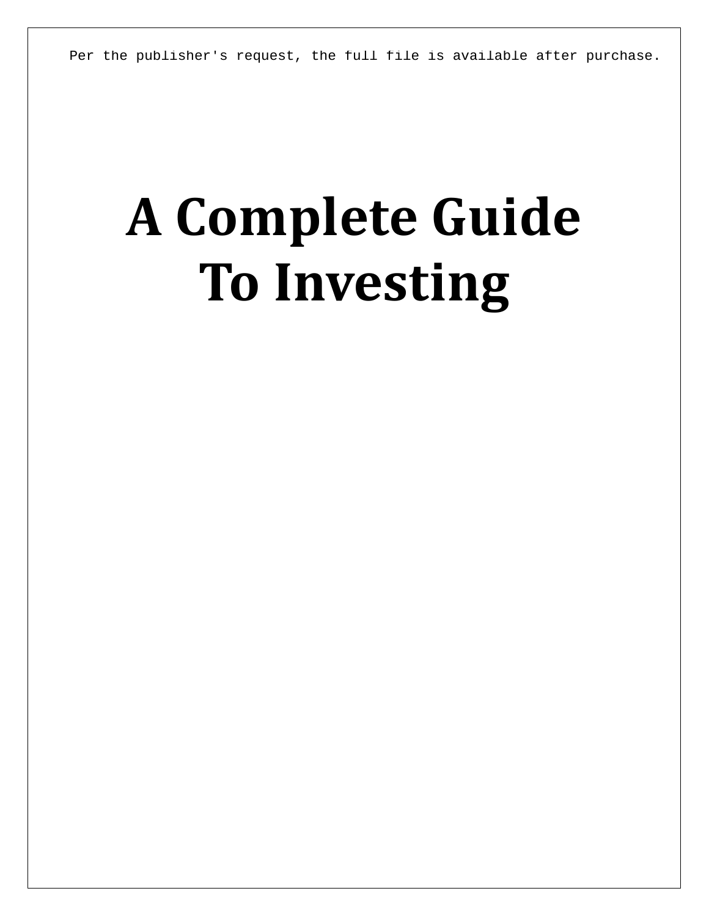Per the publisher's request, the full file is available after purchase.

# A Complete Guide To Investing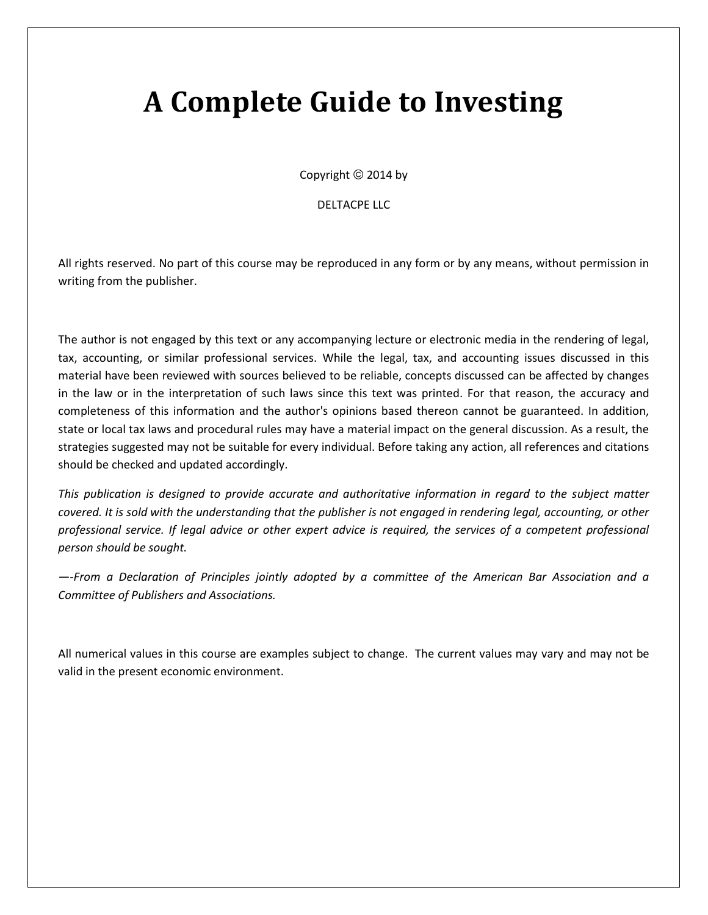# A Complete Guide to Investing

Copyright © 2014 by

DELTACPE LLC

All rights reserved. No part of this course may be reproduced in any form or by any means, without permission in writing from the publisher.

The author is not engaged by this text or any accompanying lecture or electronic media in the rendering of legal, tax, accounting, or similar professional services. While the legal, tax, and accounting issues discussed in this material have been reviewed with sources believed to be reliable, concepts discussed can be affected by changes in the law or in the interpretation of such laws since this text was printed. For that reason, the accuracy and completeness of this information and the author's opinions based thereon cannot be guaranteed. In addition, state or local tax laws and procedural rules may have a material impact on the general discussion. As a result, the strategies suggested may not be suitable for every individual. Before taking any action, all references and citations should be checked and updated accordingly.

*This publication is designed to provide accurate and authoritative information in regard to the subject matter covered. It is sold with the understanding that the publisher is not engaged in rendering legal, accounting, or other professional service. If legal advice or other expert advice is required, the services of a competent professional person should be sought.*

*—-From a Declaration of Principles jointly adopted by a committee of the American Bar Association and a Committee of Publishers and Associations.*

All numerical values in this course are examples subject to change. The current values may vary and may not be valid in the present economic environment.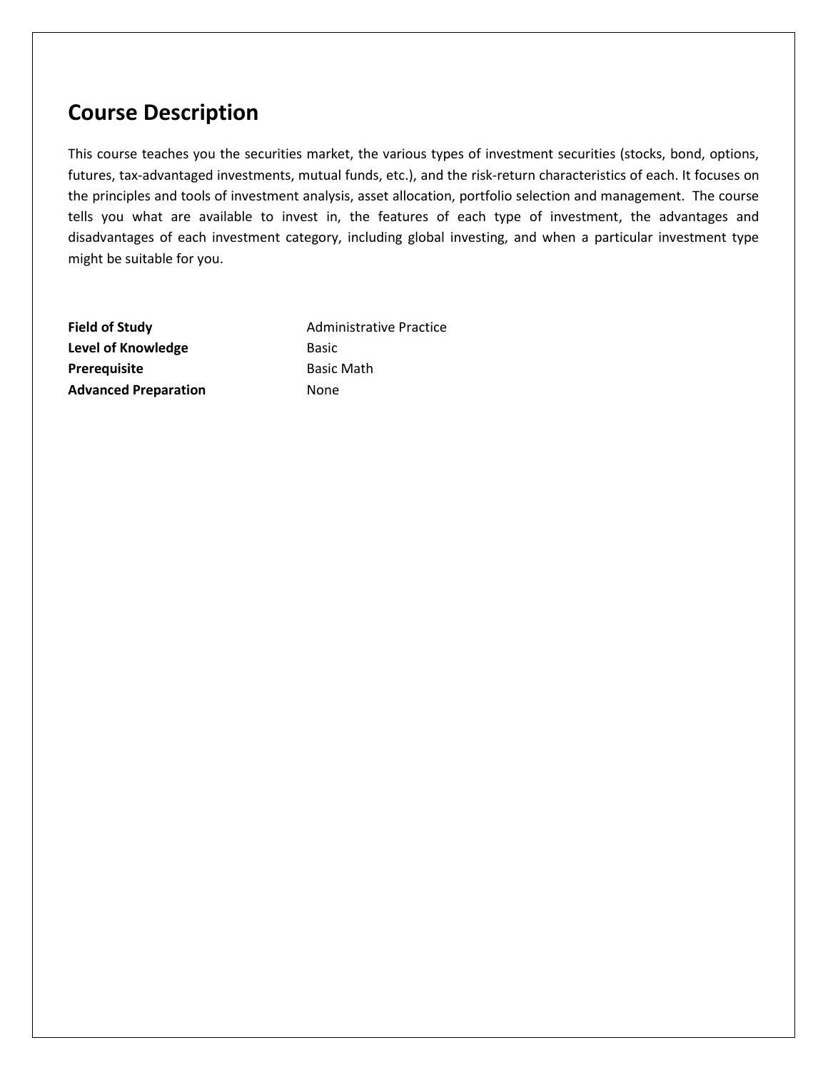## Course Description

This course teaches you the securities market, the various types of investment securities (stocks, bond, options, futures, tax-advantaged investments, mutual funds, etc.), and the risk-return characteristics of each. It focuses on the principles and tools of investment analysis, asset allocation, portfolio selection and management. The course tells you what are available to invest in, the features of each type of investment, the advantages and disadvantages of each investment category, including global investing, and when a particular investment type might be suitable for you.

| | |
|---|---|
| **Field of Study** | Administrative Practice |
| **Level of Knowledge** | Basic |
| **Prerequisite** | Basic Math |
| **Advanced Preparation** | None |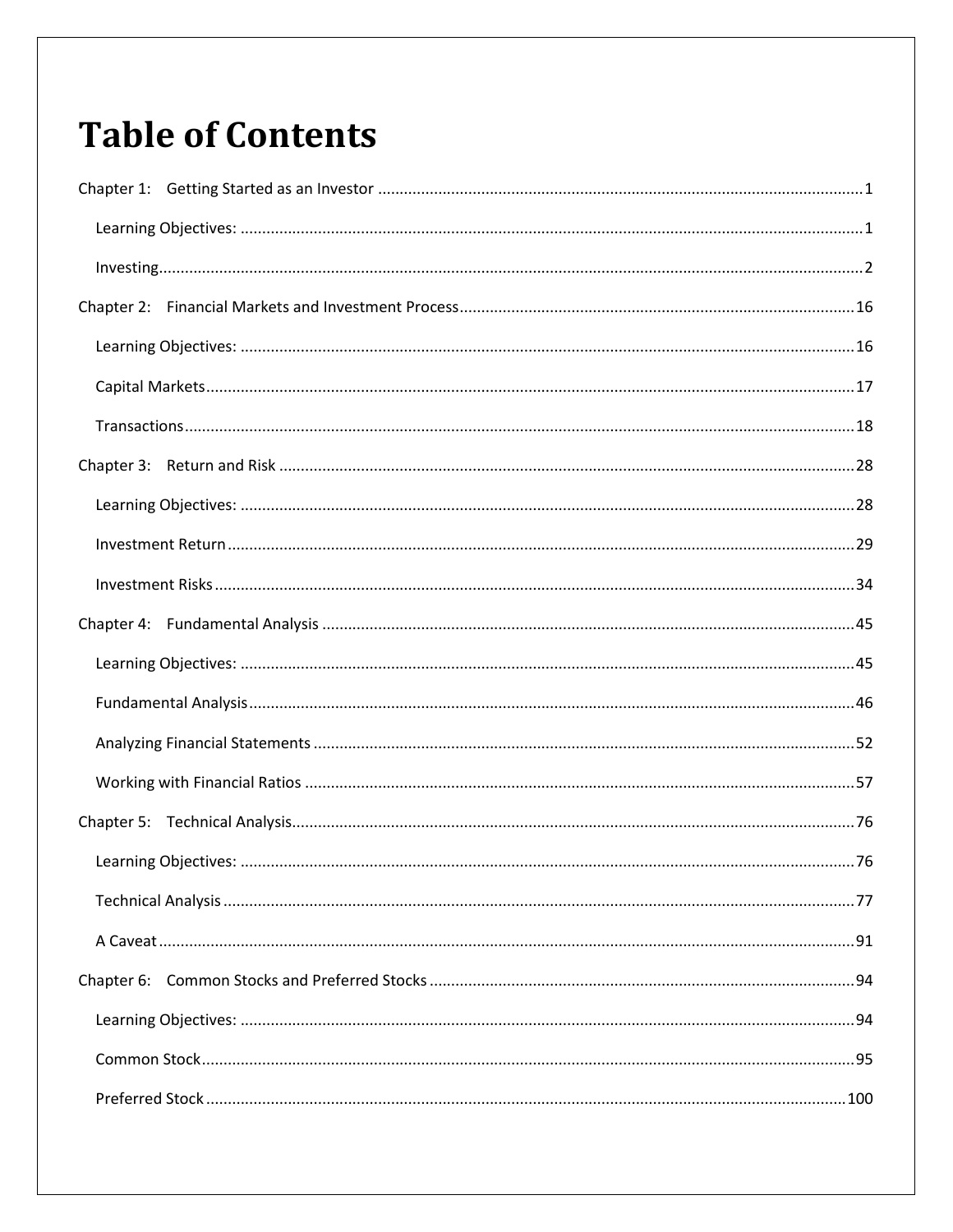# Table of Contents

Chapter 1: Getting Started as an Investor ........ 1

- Learning Objectives: ........ 1
- Investing ........ 2

Chapter 2: Financial Markets and Investment Process ........ 16

- Learning Objectives: ........ 16
- Capital Markets ........ 17
- Transactions ........ 18

Chapter 3: Return and Risk ........ 28

- Learning Objectives: ........ 28
- Investment Return ........ 29
- Investment Risks ........ 34

Chapter 4: Fundamental Analysis ........ 45

- Learning Objectives: ........ 45
- Fundamental Analysis ........ 46
- Analyzing Financial Statements ........ 52
- Working with Financial Ratios ........ 57

Chapter 5: Technical Analysis ........ 76

- Learning Objectives: ........ 76
- Technical Analysis ........ 77
- A Caveat ........ 91

Chapter 6: Common Stocks and Preferred Stocks ........ 94

- Learning Objectives: ........ 94
- Common Stock ........ 95
- Preferred Stock ........ 100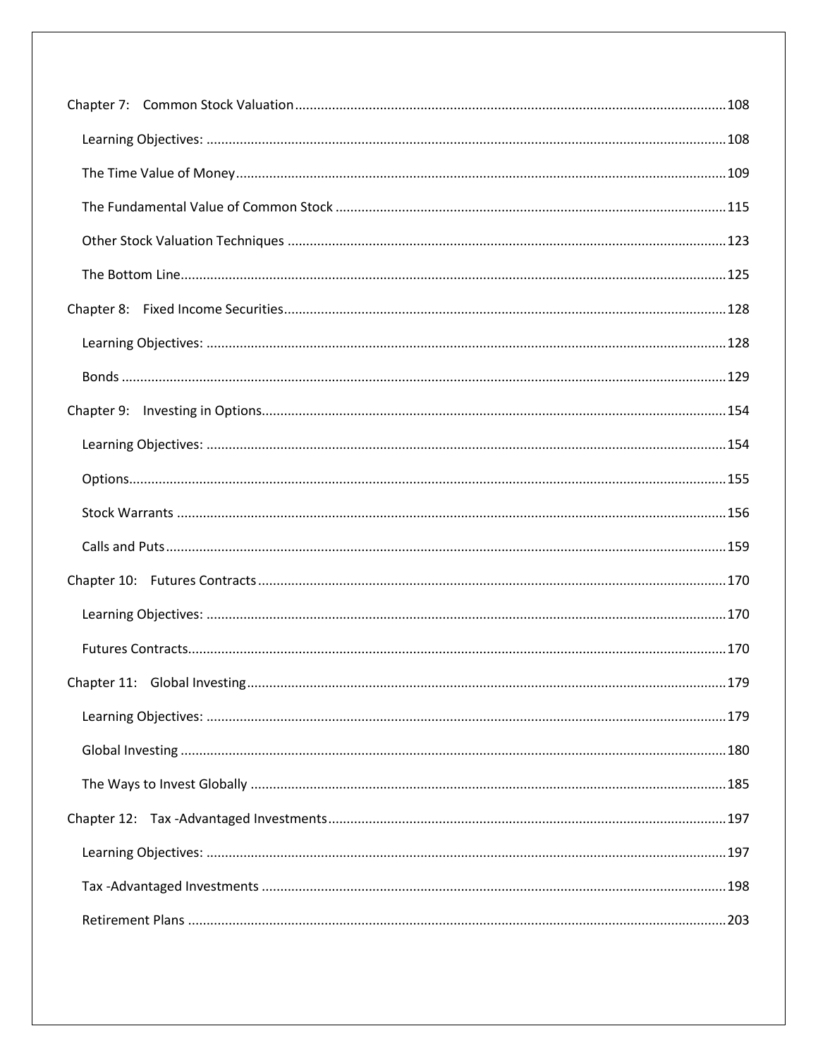Chapter 7: Common Stock Valuation ........ 108

- Learning Objectives: ........ 108
- The Time Value of Money ........ 109
- The Fundamental Value of Common Stock ........ 115
- Other Stock Valuation Techniques ........ 123
- The Bottom Line ........ 125

Chapter 8: Fixed Income Securities ........ 128

- Learning Objectives: ........ 128
- Bonds ........ 129

Chapter 9: Investing in Options ........ 154

- Learning Objectives: ........ 154
- Options ........ 155
- Stock Warrants ........ 156
- Calls and Puts ........ 159

Chapter 10: Futures Contracts ........ 170

- Learning Objectives: ........ 170
- Futures Contracts ........ 170

Chapter 11: Global Investing ........ 179

- Learning Objectives: ........ 179
- Global Investing ........ 180
- The Ways to Invest Globally ........ 185

Chapter 12: Tax -Advantaged Investments ........ 197

- Learning Objectives: ........ 197
- Tax -Advantaged Investments ........ 198
- Retirement Plans ........ 203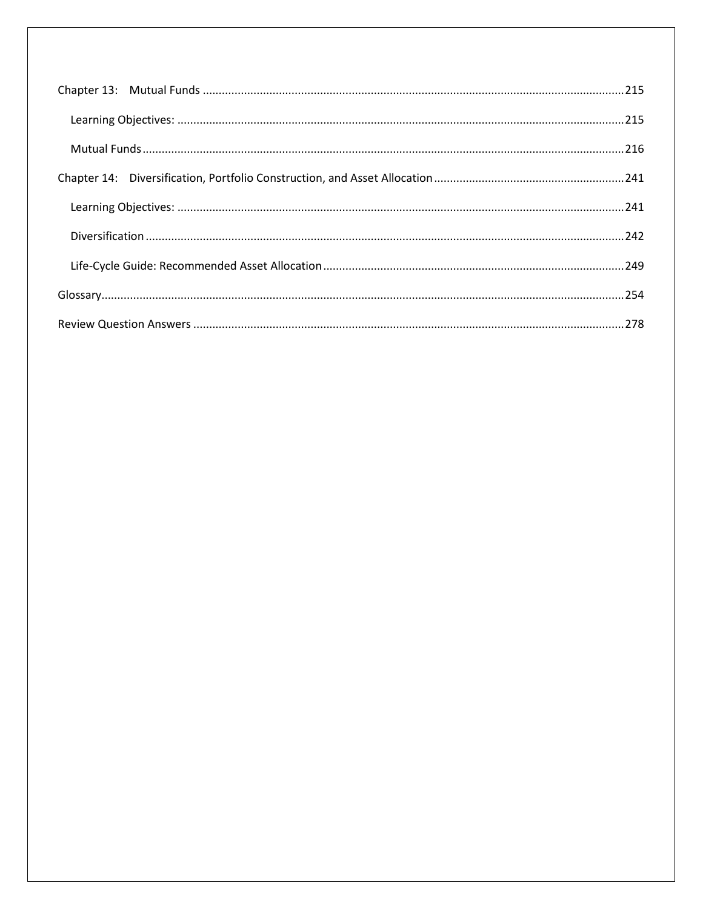Chapter 13: Mutual Funds .......... 215

- Learning Objectives: .......... 215
- Mutual Funds .......... 216

Chapter 14: Diversification, Portfolio Construction, and Asset Allocation .......... 241

- Learning Objectives: .......... 241
- Diversification .......... 242
- Life-Cycle Guide: Recommended Asset Allocation .......... 249

Glossary .......... 254

Review Question Answers .......... 278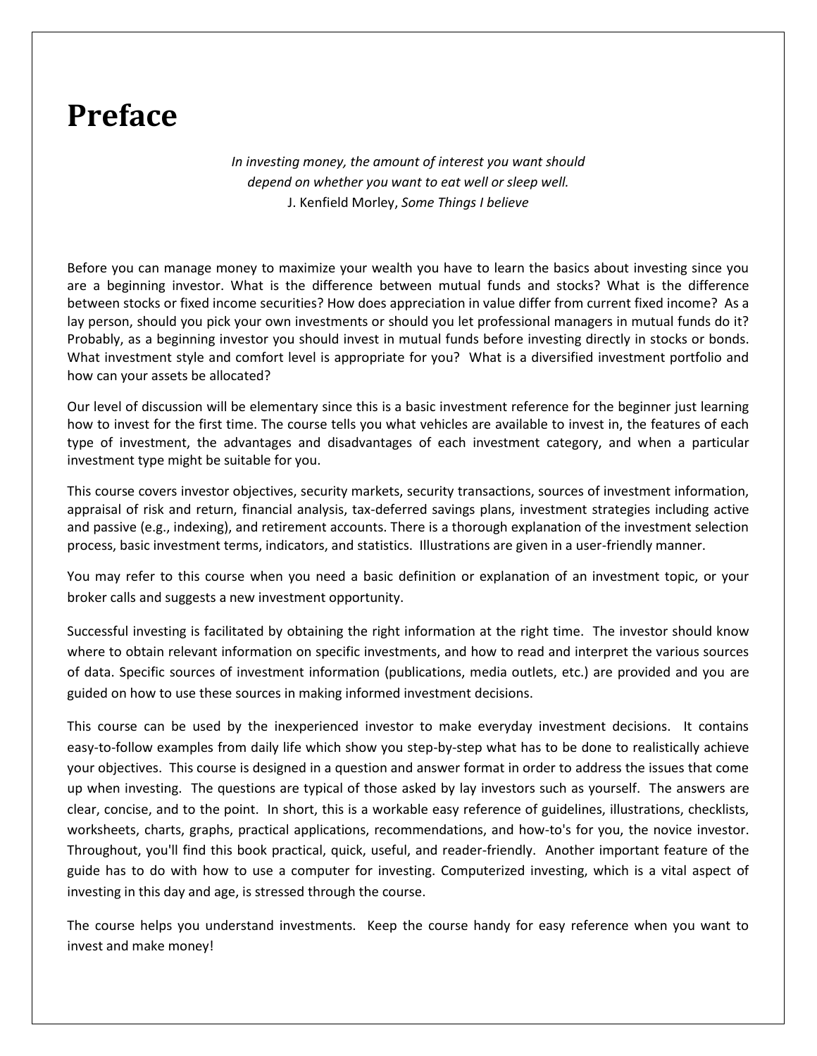# Preface

*In investing money, the amount of interest you want should depend on whether you want to eat well or sleep well.*
J. Kenfield Morley, *Some Things I believe*

Before you can manage money to maximize your wealth you have to learn the basics about investing since you are a beginning investor. What is the difference between mutual funds and stocks? What is the difference between stocks or fixed income securities? How does appreciation in value differ from current fixed income? As a lay person, should you pick your own investments or should you let professional managers in mutual funds do it? Probably, as a beginning investor you should invest in mutual funds before investing directly in stocks or bonds. What investment style and comfort level is appropriate for you? What is a diversified investment portfolio and how can your assets be allocated?

Our level of discussion will be elementary since this is a basic investment reference for the beginner just learning how to invest for the first time. The course tells you what vehicles are available to invest in, the features of each type of investment, the advantages and disadvantages of each investment category, and when a particular investment type might be suitable for you.

This course covers investor objectives, security markets, security transactions, sources of investment information, appraisal of risk and return, financial analysis, tax-deferred savings plans, investment strategies including active and passive (e.g., indexing), and retirement accounts. There is a thorough explanation of the investment selection process, basic investment terms, indicators, and statistics. Illustrations are given in a user-friendly manner.

You may refer to this course when you need a basic definition or explanation of an investment topic, or your broker calls and suggests a new investment opportunity.

Successful investing is facilitated by obtaining the right information at the right time. The investor should know where to obtain relevant information on specific investments, and how to read and interpret the various sources of data. Specific sources of investment information (publications, media outlets, etc.) are provided and you are guided on how to use these sources in making informed investment decisions.

This course can be used by the inexperienced investor to make everyday investment decisions. It contains easy-to-follow examples from daily life which show you step-by-step what has to be done to realistically achieve your objectives. This course is designed in a question and answer format in order to address the issues that come up when investing. The questions are typical of those asked by lay investors such as yourself. The answers are clear, concise, and to the point. In short, this is a workable easy reference of guidelines, illustrations, checklists, worksheets, charts, graphs, practical applications, recommendations, and how-to's for you, the novice investor. Throughout, you'll find this book practical, quick, useful, and reader-friendly. Another important feature of the guide has to do with how to use a computer for investing. Computerized investing, which is a vital aspect of investing in this day and age, is stressed through the course.

The course helps you understand investments. Keep the course handy for easy reference when you want to invest and make money!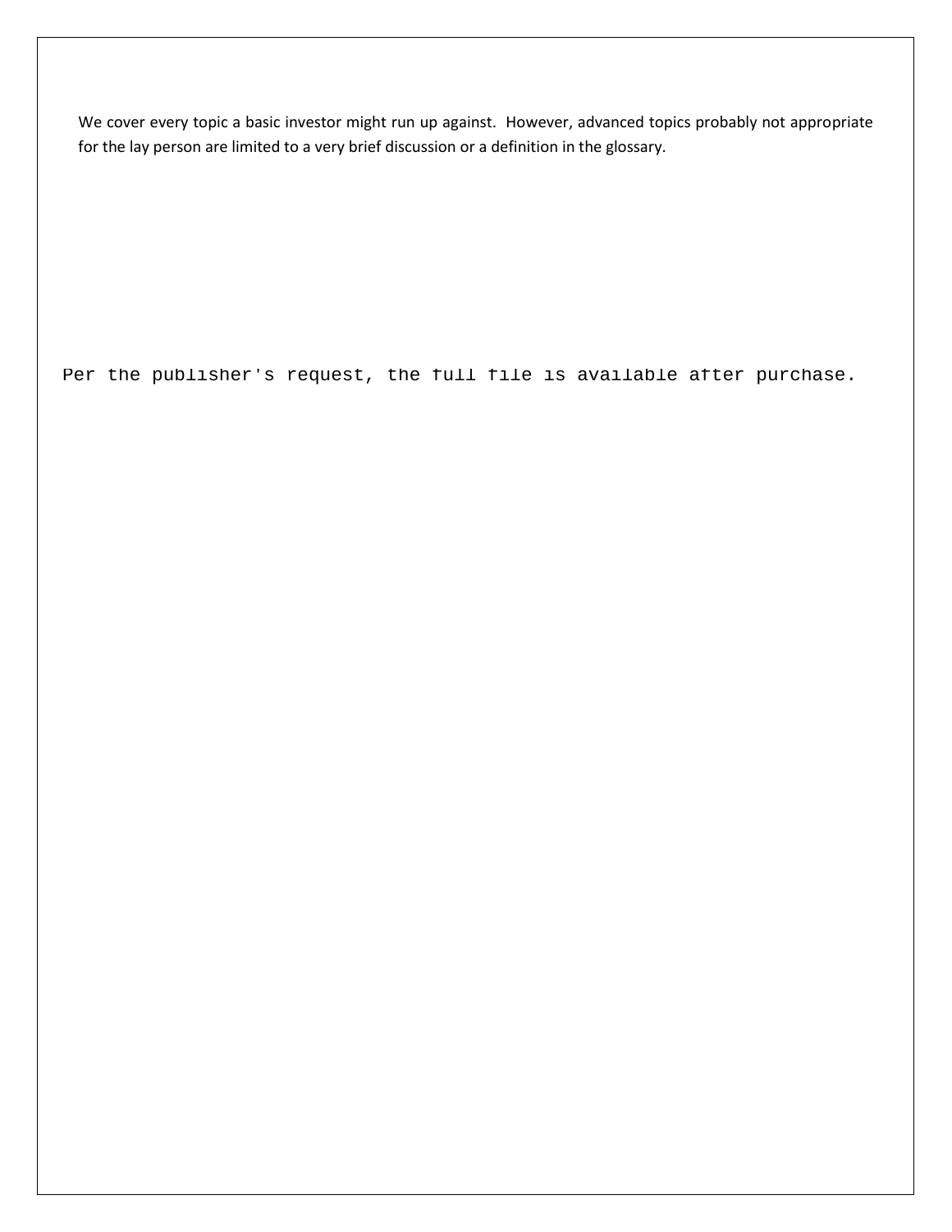We cover every topic a basic investor might run up against.  However, advanced topics probably not appropriate for the lay person are limited to a very brief discussion or a definition in the glossary.